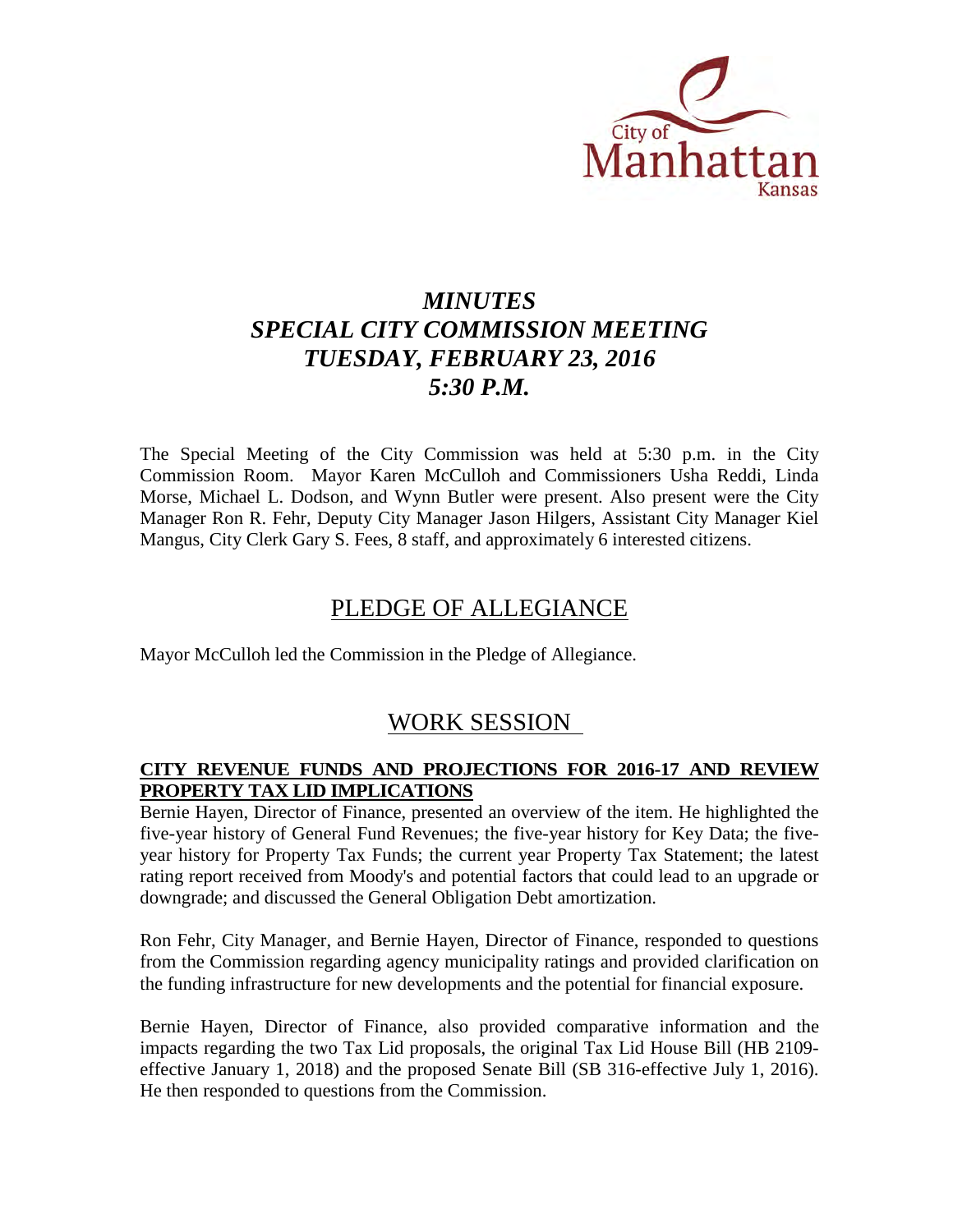# *MINUTES*
# *SPECIAL CITY COMMISSION MEETING*
# *TUESDAY, FEBRUARY 23, 2016*
# *5:30 P.M.*

The Special Meeting of the City Commission was held at 5:30 p.m. in the City Commission Room. Mayor Karen McCulloh and Commissioners Usha Reddi, Linda Morse, Michael L. Dodson, and Wynn Butler were present. Also present were the City Manager Ron R. Fehr, Deputy City Manager Jason Hilgers, Assistant City Manager Kiel Mangus, City Clerk Gary S. Fees, 8 staff, and approximately 6 interested citizens.

## PLEDGE OF ALLEGIANCE

Mayor McCulloh led the Commission in the Pledge of Allegiance.

## WORK SESSION

### CITY REVENUE FUNDS AND PROJECTIONS FOR 2016-17 AND REVIEW PROPERTY TAX LID IMPLICATIONS

Bernie Hayen, Director of Finance, presented an overview of the item. He highlighted the five-year history of General Fund Revenues; the five-year history for Key Data; the five-year history for Property Tax Funds; the current year Property Tax Statement; the latest rating report received from Moody's and potential factors that could lead to an upgrade or downgrade; and discussed the General Obligation Debt amortization.

Ron Fehr, City Manager, and Bernie Hayen, Director of Finance, responded to questions from the Commission regarding agency municipality ratings and provided clarification on the funding infrastructure for new developments and the potential for financial exposure.

Bernie Hayen, Director of Finance, also provided comparative information and the impacts regarding the two Tax Lid proposals, the original Tax Lid House Bill (HB 2109-effective January 1, 2018) and the proposed Senate Bill (SB 316-effective July 1, 2016). He then responded to questions from the Commission.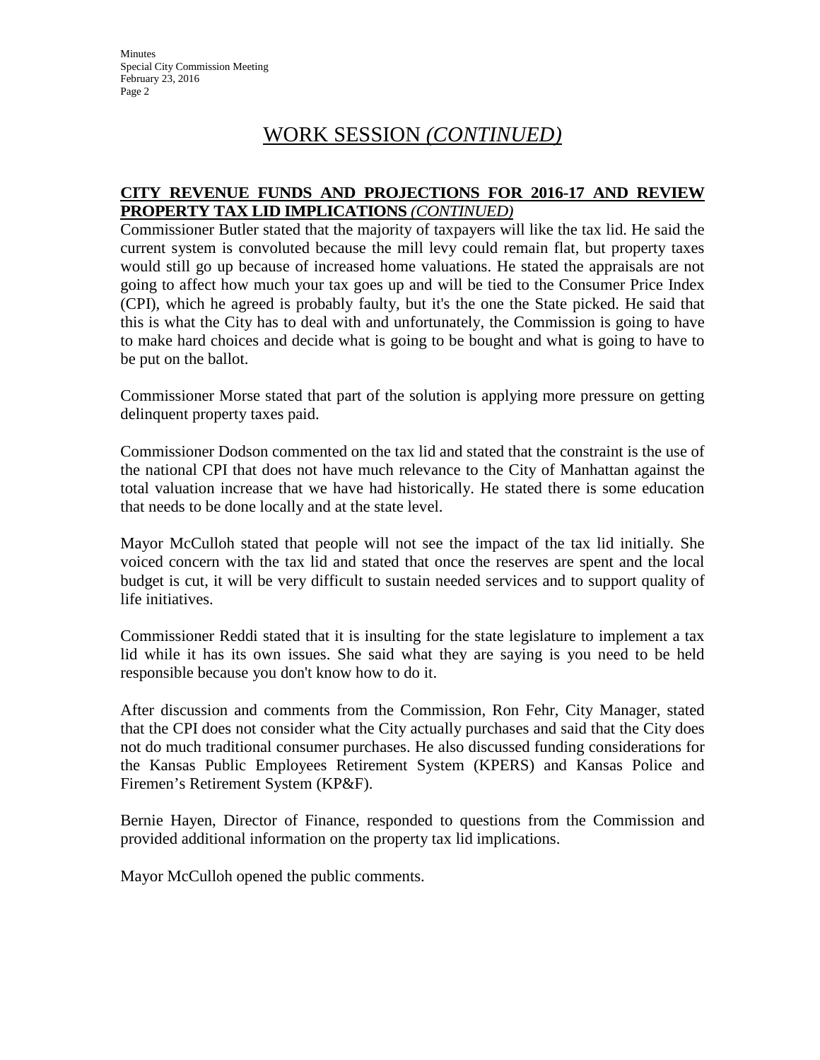## WORK SESSION *(CONTINUED)*

**CITY REVENUE FUNDS AND PROJECTIONS FOR 2016-17 AND REVIEW PROPERTY TAX LID IMPLICATIONS** *(CONTINUED)*

Commissioner Butler stated that the majority of taxpayers will like the tax lid. He said the current system is convoluted because the mill levy could remain flat, but property taxes would still go up because of increased home valuations. He stated the appraisals are not going to affect how much your tax goes up and will be tied to the Consumer Price Index (CPI), which he agreed is probably faulty, but it's the one the State picked. He said that this is what the City has to deal with and unfortunately, the Commission is going to have to make hard choices and decide what is going to be bought and what is going to have to be put on the ballot.

Commissioner Morse stated that part of the solution is applying more pressure on getting delinquent property taxes paid.

Commissioner Dodson commented on the tax lid and stated that the constraint is the use of the national CPI that does not have much relevance to the City of Manhattan against the total valuation increase that we have had historically. He stated there is some education that needs to be done locally and at the state level.

Mayor McCulloh stated that people will not see the impact of the tax lid initially. She voiced concern with the tax lid and stated that once the reserves are spent and the local budget is cut, it will be very difficult to sustain needed services and to support quality of life initiatives.

Commissioner Reddi stated that it is insulting for the state legislature to implement a tax lid while it has its own issues. She said what they are saying is you need to be held responsible because you don't know how to do it.

After discussion and comments from the Commission, Ron Fehr, City Manager, stated that the CPI does not consider what the City actually purchases and said that the City does not do much traditional consumer purchases. He also discussed funding considerations for the Kansas Public Employees Retirement System (KPERS) and Kansas Police and Firemen's Retirement System (KP&F).

Bernie Hayen, Director of Finance, responded to questions from the Commission and provided additional information on the property tax lid implications.

Mayor McCulloh opened the public comments.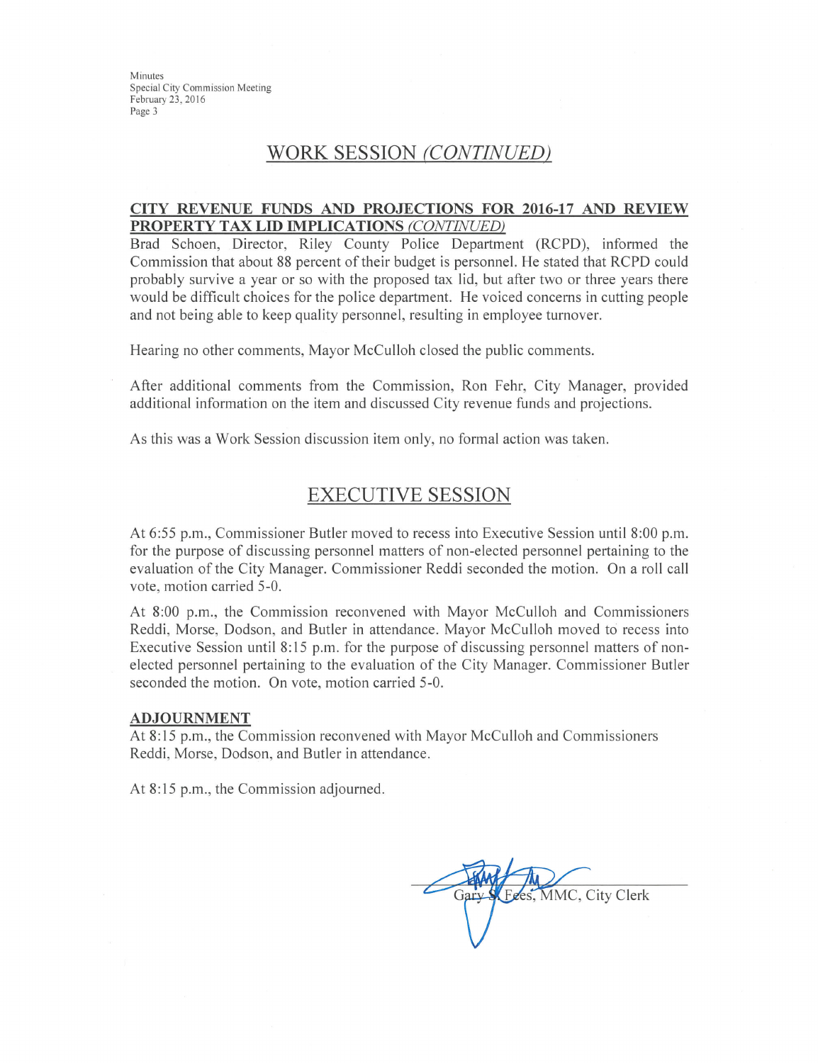## WORK SESSION *(CONTINUED)*

### CITY REVENUE FUNDS AND PROJECTIONS FOR 2016-17 AND REVIEW PROPERTY TAX LID IMPLICATIONS *(CONTINUED)*

Brad Schoen, Director, Riley County Police Department (RCPD), informed the Commission that about 88 percent of their budget is personnel. He stated that RCPD could probably survive a year or so with the proposed tax lid, but after two or three years there would be difficult choices for the police department. He voiced concerns in cutting people and not being able to keep quality personnel, resulting in employee turnover.

Hearing no other comments, Mayor McCulloh closed the public comments.

After additional comments from the Commission, Ron Fehr, City Manager, provided additional information on the item and discussed City revenue funds and projections.

As this was a Work Session discussion item only, no formal action was taken.

## EXECUTIVE SESSION

At 6:55 p.m., Commissioner Butler moved to recess into Executive Session until 8:00 p.m. for the purpose of discussing personnel matters of non-elected personnel pertaining to the evaluation of the City Manager. Commissioner Reddi seconded the motion. On a roll call vote, motion carried 5-0.

At 8:00 p.m., the Commission reconvened with Mayor McCulloh and Commissioners Reddi, Morse, Dodson, and Butler in attendance. Mayor McCulloh moved to recess into Executive Session until 8:15 p.m. for the purpose of discussing personnel matters of non-elected personnel pertaining to the evaluation of the City Manager. Commissioner Butler seconded the motion. On vote, motion carried 5-0.

### ADJOURNMENT

At 8:15 p.m., the Commission reconvened with Mayor McCulloh and Commissioners Reddi, Morse, Dodson, and Butler in attendance.

At 8:15 p.m., the Commission adjourned.

Gary S. Fees, MMC, City Clerk